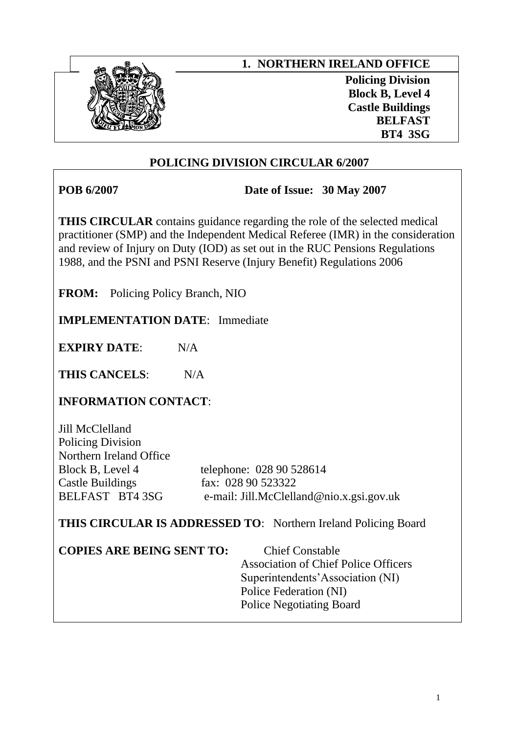# 1. NORTHERN IRELAND OFFICE

**Policing Division**
**Block B, Level 4**
**Castle Buildings**
**BELFAST**
**BT4 3SG**

## POLICING DIVISION CIRCULAR 6/2007

**POB 6/2007** **Date of Issue: 30 May 2007**

**THIS CIRCULAR** contains guidance regarding the role of the selected medical practitioner (SMP) and the Independent Medical Referee (IMR) in the consideration and review of Injury on Duty (IOD) as set out in the RUC Pensions Regulations 1988, and the PSNI and PSNI Reserve (Injury Benefit) Regulations 2006

**FROM:** Policing Policy Branch, NIO

**IMPLEMENTATION DATE**: Immediate

**EXPIRY DATE**: N/A

**THIS CANCELS**: N/A

**INFORMATION CONTACT**:

Jill McClelland
Policing Division
Northern Ireland Office
Block B, Level 4 telephone: 028 90 528614
Castle Buildings fax: 028 90 523322
BELFAST BT4 3SG e-mail: Jill.McClelland@nio.x.gsi.gov.uk

**THIS CIRCULAR IS ADDRESSED TO**: Northern Ireland Policing Board

**COPIES ARE BEING SENT TO:** Chief Constable
Association of Chief Police Officers
Superintendents'Association (NI)
Police Federation (NI)
Police Negotiating Board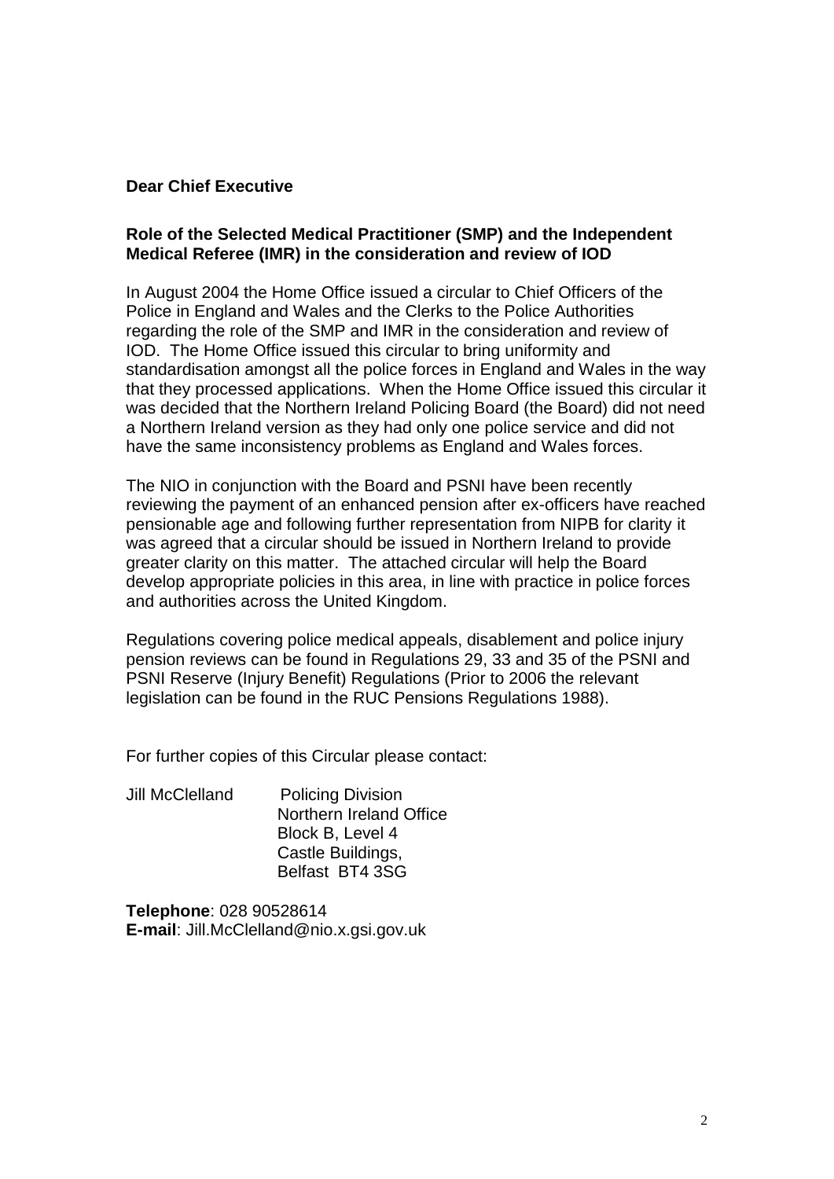**Dear Chief Executive**

**Role of the Selected Medical Practitioner (SMP) and the Independent Medical Referee (IMR) in the consideration and review of IOD**

In August 2004 the Home Office issued a circular to Chief Officers of the Police in England and Wales and the Clerks to the Police Authorities regarding the role of the SMP and IMR in the consideration and review of IOD. The Home Office issued this circular to bring uniformity and standardisation amongst all the police forces in England and Wales in the way that they processed applications. When the Home Office issued this circular it was decided that the Northern Ireland Policing Board (the Board) did not need a Northern Ireland version as they had only one police service and did not have the same inconsistency problems as England and Wales forces.

The NIO in conjunction with the Board and PSNI have been recently reviewing the payment of an enhanced pension after ex-officers have reached pensionable age and following further representation from NIPB for clarity it was agreed that a circular should be issued in Northern Ireland to provide greater clarity on this matter. The attached circular will help the Board develop appropriate policies in this area, in line with practice in police forces and authorities across the United Kingdom.

Regulations covering police medical appeals, disablement and police injury pension reviews can be found in Regulations 29, 33 and 35 of the PSNI and PSNI Reserve (Injury Benefit) Regulations (Prior to 2006 the relevant legislation can be found in the RUC Pensions Regulations 1988).

For further copies of this Circular please contact:

Jill McClelland
Policing Division
Northern Ireland Office
Block B, Level 4
Castle Buildings,
Belfast BT4 3SG

**Telephone**: 028 90528614
**E-mail**: Jill.McClelland@nio.x.gsi.gov.uk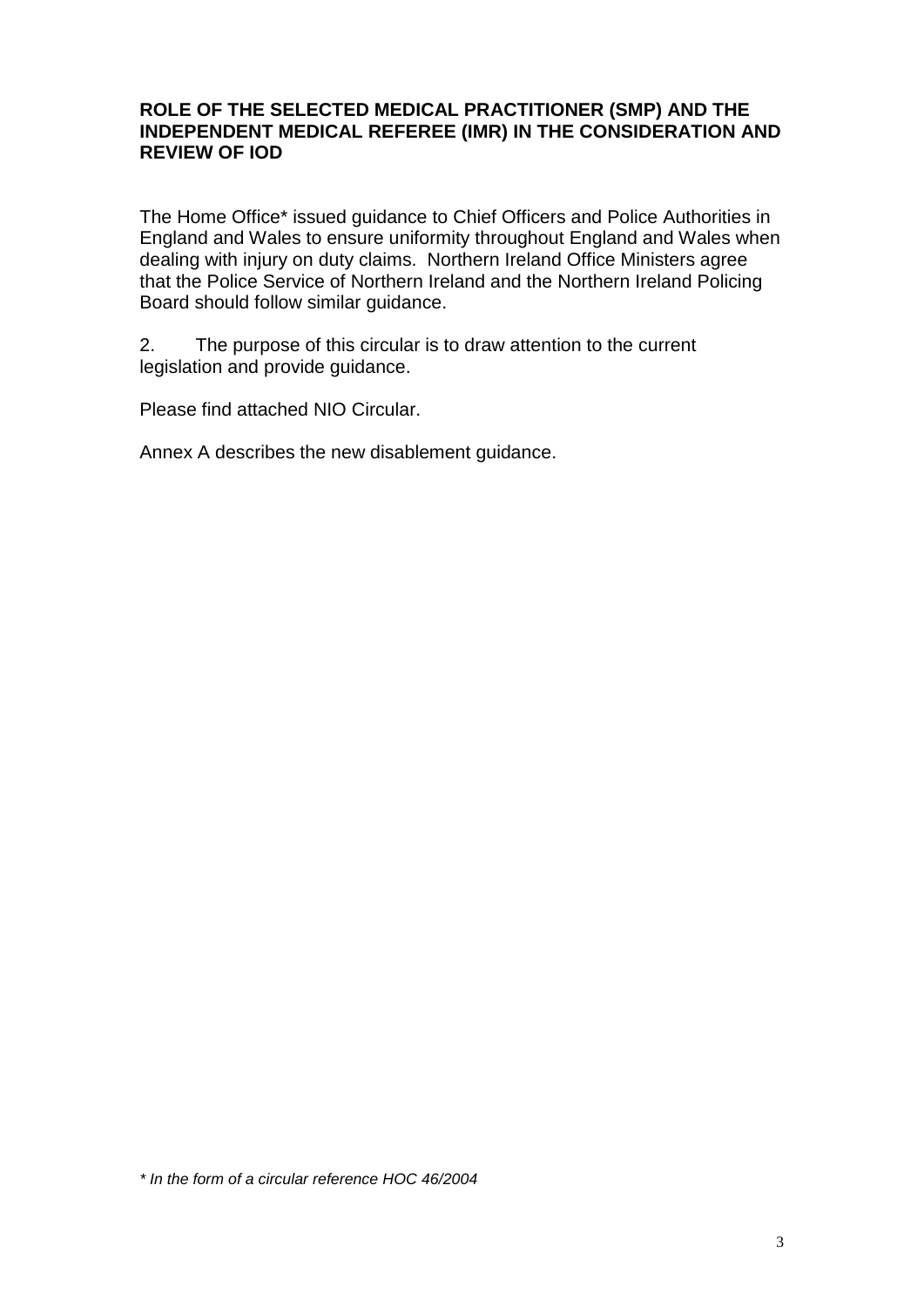**ROLE OF THE SELECTED MEDICAL PRACTITIONER (SMP) AND THE INDEPENDENT MEDICAL REFEREE (IMR) IN THE CONSIDERATION AND REVIEW OF IOD**

The Home Office* issued guidance to Chief Officers and Police Authorities in England and Wales to ensure uniformity throughout England and Wales when dealing with injury on duty claims. Northern Ireland Office Ministers agree that the Police Service of Northern Ireland and the Northern Ireland Policing Board should follow similar guidance.

2. The purpose of this circular is to draw attention to the current legislation and provide guidance.

Please find attached NIO Circular.

Annex A describes the new disablement guidance.

*\* In the form of a circular reference HOC 46/2004*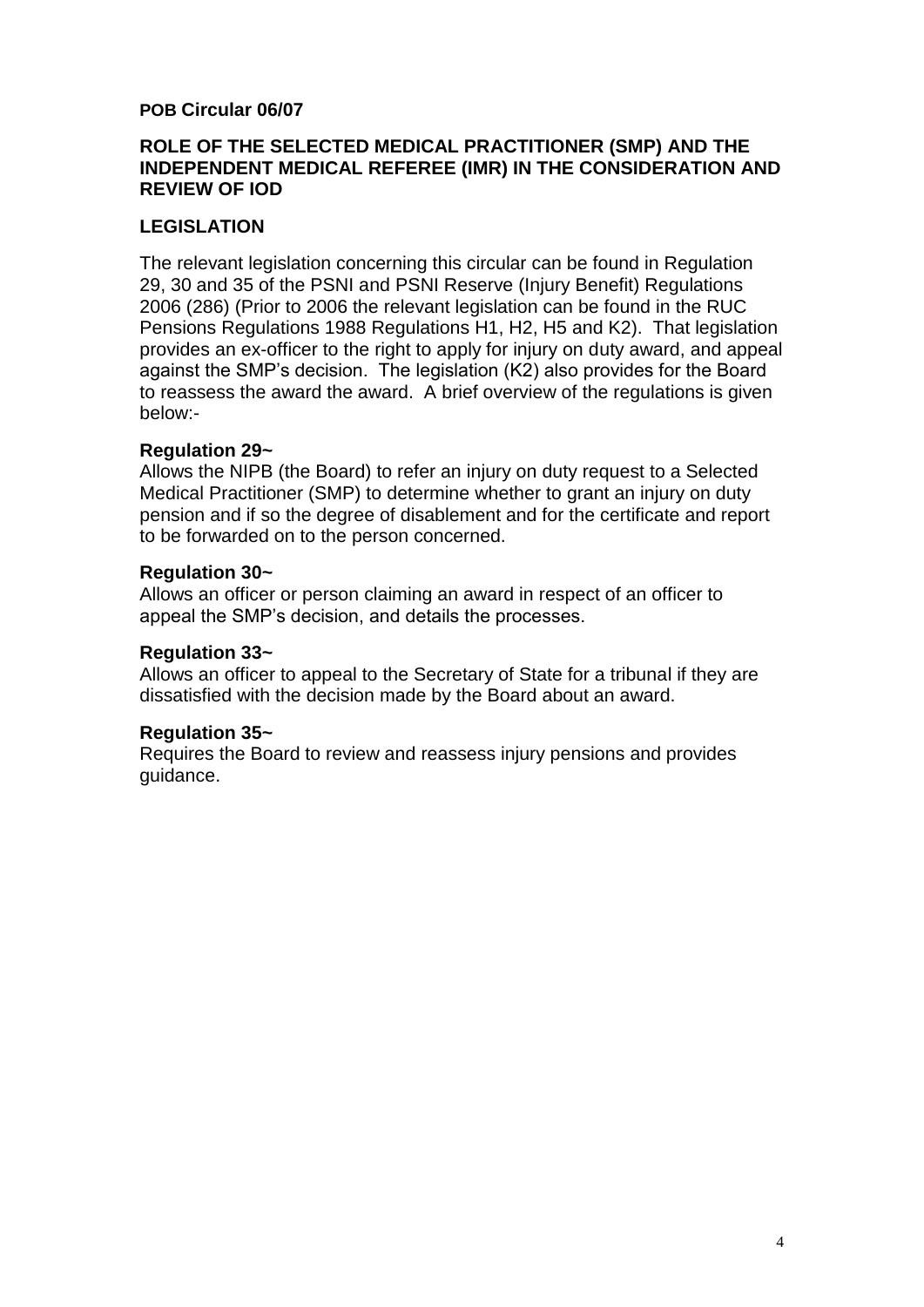**POB Circular 06/07**

## ROLE OF THE SELECTED MEDICAL PRACTITIONER (SMP) AND THE INDEPENDENT MEDICAL REFEREE (IMR) IN THE CONSIDERATION AND REVIEW OF IOD

## LEGISLATION

The relevant legislation concerning this circular can be found in Regulation 29, 30 and 35 of the PSNI and PSNI Reserve (Injury Benefit) Regulations 2006 (286) (Prior to 2006 the relevant legislation can be found in the RUC Pensions Regulations 1988 Regulations H1, H2, H5 and K2). That legislation provides an ex-officer to the right to apply for injury on duty award, and appeal against the SMP's decision. The legislation (K2) also provides for the Board to reassess the award the award. A brief overview of the regulations is given below:-

**Regulation 29~**
Allows the NIPB (the Board) to refer an injury on duty request to a Selected Medical Practitioner (SMP) to determine whether to grant an injury on duty pension and if so the degree of disablement and for the certificate and report to be forwarded on to the person concerned.

**Regulation 30~**
Allows an officer or person claiming an award in respect of an officer to appeal the SMP's decision, and details the processes.

**Regulation 33~**
Allows an officer to appeal to the Secretary of State for a tribunal if they are dissatisfied with the decision made by the Board about an award.

**Regulation 35~**
Requires the Board to review and reassess injury pensions and provides guidance.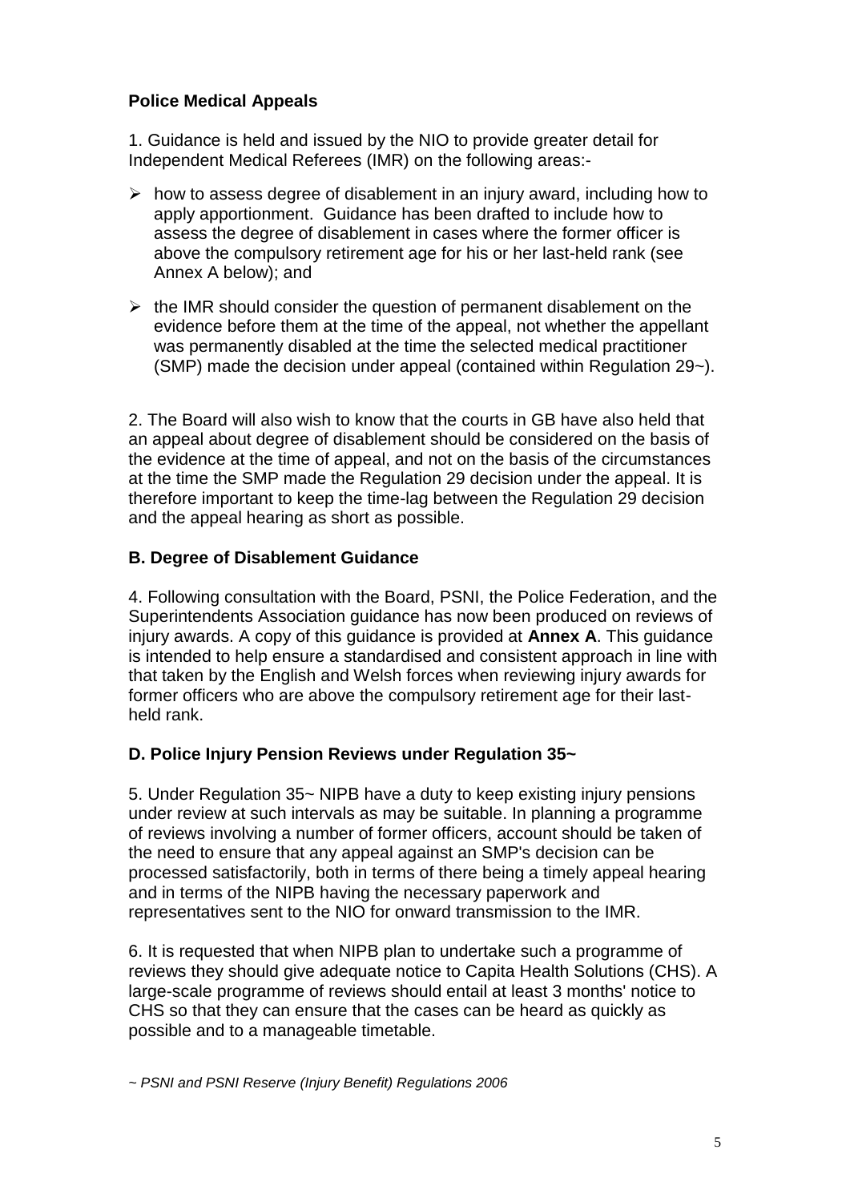**Police Medical Appeals**

1. Guidance is held and issued by the NIO to provide greater detail for Independent Medical Referees (IMR) on the following areas:-

- how to assess degree of disablement in an injury award, including how to apply apportionment. Guidance has been drafted to include how to assess the degree of disablement in cases where the former officer is above the compulsory retirement age for his or her last-held rank (see Annex A below); and
- the IMR should consider the question of permanent disablement on the evidence before them at the time of the appeal, not whether the appellant was permanently disabled at the time the selected medical practitioner (SMP) made the decision under appeal (contained within Regulation 29~).

2. The Board will also wish to know that the courts in GB have also held that an appeal about degree of disablement should be considered on the basis of the evidence at the time of appeal, and not on the basis of the circumstances at the time the SMP made the Regulation 29 decision under the appeal. It is therefore important to keep the time-lag between the Regulation 29 decision and the appeal hearing as short as possible.

**B. Degree of Disablement Guidance**

4. Following consultation with the Board, PSNI, the Police Federation, and the Superintendents Association guidance has now been produced on reviews of injury awards. A copy of this guidance is provided at **Annex A**. This guidance is intended to help ensure a standardised and consistent approach in line with that taken by the English and Welsh forces when reviewing injury awards for former officers who are above the compulsory retirement age for their last-held rank.

**D. Police Injury Pension Reviews under Regulation 35~**

5. Under Regulation 35~ NIPB have a duty to keep existing injury pensions under review at such intervals as may be suitable. In planning a programme of reviews involving a number of former officers, account should be taken of the need to ensure that any appeal against an SMP's decision can be processed satisfactorily, both in terms of there being a timely appeal hearing and in terms of the NIPB having the necessary paperwork and representatives sent to the NIO for onward transmission to the IMR.

6. It is requested that when NIPB plan to undertake such a programme of reviews they should give adequate notice to Capita Health Solutions (CHS). A large-scale programme of reviews should entail at least 3 months' notice to CHS so that they can ensure that the cases can be heard as quickly as possible and to a manageable timetable.

*~ PSNI and PSNI Reserve (Injury Benefit) Regulations 2006*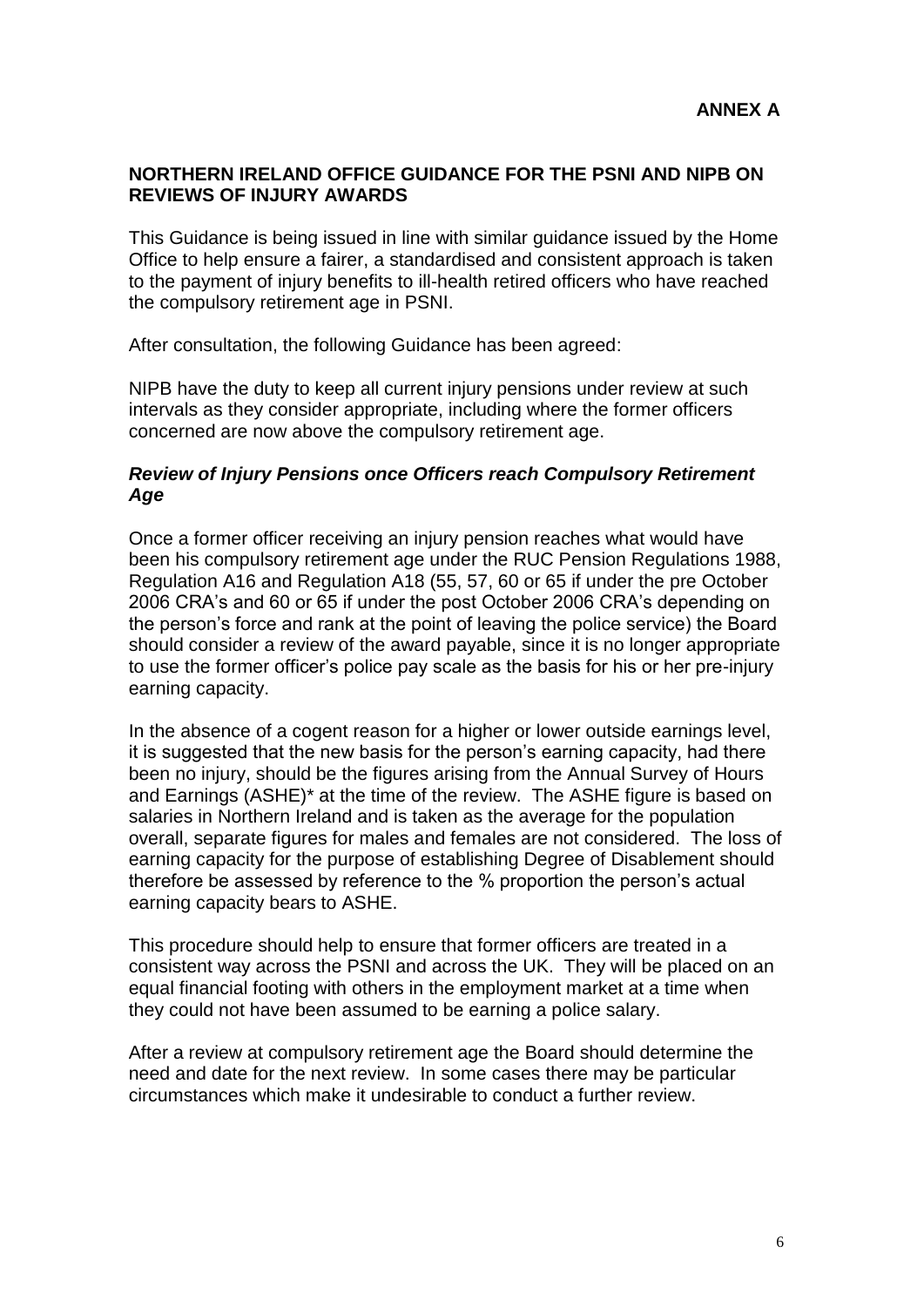**ANNEX A**

## NORTHERN IRELAND OFFICE GUIDANCE FOR THE PSNI AND NIPB ON REVIEWS OF INJURY AWARDS

This Guidance is being issued in line with similar guidance issued by the Home Office to help ensure a fairer, a standardised and consistent approach is taken to the payment of injury benefits to ill-health retired officers who have reached the compulsory retirement age in PSNI.

After consultation, the following Guidance has been agreed:

NIPB have the duty to keep all current injury pensions under review at such intervals as they consider appropriate, including where the former officers concerned are now above the compulsory retirement age.

### *Review of Injury Pensions once Officers reach Compulsory Retirement Age*

Once a former officer receiving an injury pension reaches what would have been his compulsory retirement age under the RUC Pension Regulations 1988, Regulation A16 and Regulation A18 (55, 57, 60 or 65 if under the pre October 2006 CRA's and 60 or 65 if under the post October 2006 CRA's depending on the person's force and rank at the point of leaving the police service) the Board should consider a review of the award payable, since it is no longer appropriate to use the former officer's police pay scale as the basis for his or her pre-injury earning capacity.

In the absence of a cogent reason for a higher or lower outside earnings level, it is suggested that the new basis for the person's earning capacity, had there been no injury, should be the figures arising from the Annual Survey of Hours and Earnings (ASHE)* at the time of the review. The ASHE figure is based on salaries in Northern Ireland and is taken as the average for the population overall, separate figures for males and females are not considered. The loss of earning capacity for the purpose of establishing Degree of Disablement should therefore be assessed by reference to the % proportion the person's actual earning capacity bears to ASHE.

This procedure should help to ensure that former officers are treated in a consistent way across the PSNI and across the UK. They will be placed on an equal financial footing with others in the employment market at a time when they could not have been assumed to be earning a police salary.

After a review at compulsory retirement age the Board should determine the need and date for the next review. In some cases there may be particular circumstances which make it undesirable to conduct a further review.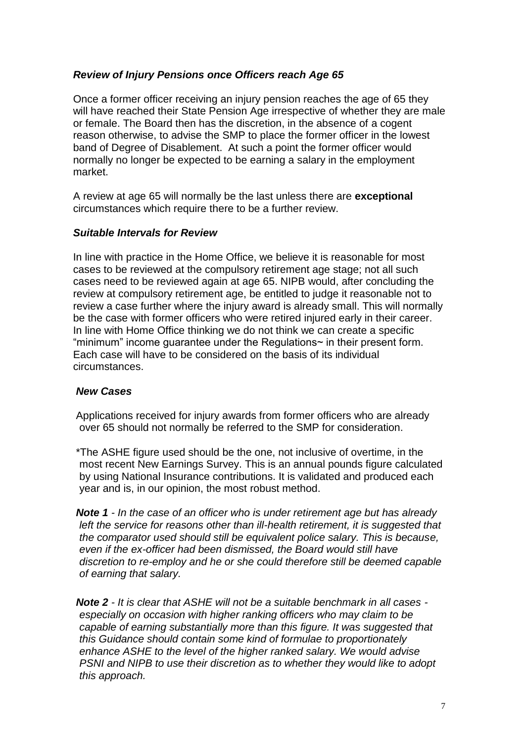### *Review of Injury Pensions once Officers reach Age 65*

Once a former officer receiving an injury pension reaches the age of 65 they will have reached their State Pension Age irrespective of whether they are male or female. The Board then has the discretion, in the absence of a cogent reason otherwise, to advise the SMP to place the former officer in the lowest band of Degree of Disablement. At such a point the former officer would normally no longer be expected to be earning a salary in the employment market.

A review at age 65 will normally be the last unless there are **exceptional** circumstances which require there to be a further review.

### *Suitable Intervals for Review*

In line with practice in the Home Office, we believe it is reasonable for most cases to be reviewed at the compulsory retirement age stage; not all such cases need to be reviewed again at age 65. NIPB would, after concluding the review at compulsory retirement age, be entitled to judge it reasonable not to review a case further where the injury award is already small. This will normally be the case with former officers who were retired injured early in their career. In line with Home Office thinking we do not think we can create a specific "minimum" income guarantee under the Regulations~ in their present form. Each case will have to be considered on the basis of its individual circumstances.

### *New Cases*

Applications received for injury awards from former officers who are already over 65 should not normally be referred to the SMP for consideration.

*The ASHE figure used should be the one, not inclusive of overtime, in the most recent New Earnings Survey. This is an annual pounds figure calculated by using National Insurance contributions. It is validated and produced each year and is, in our opinion, the most robust method.

***Note 1*** *- In the case of an officer who is under retirement age but has already left the service for reasons other than ill-health retirement, it is suggested that the comparator used should still be equivalent police salary. This is because, even if the ex-officer had been dismissed, the Board would still have discretion to re-employ and he or she could therefore still be deemed capable of earning that salary.*

***Note 2*** *- It is clear that ASHE will not be a suitable benchmark in all cases - especially on occasion with higher ranking officers who may claim to be capable of earning substantially more than this figure. It was suggested that this Guidance should contain some kind of formulae to proportionately enhance ASHE to the level of the higher ranked salary. We would advise PSNI and NIPB to use their discretion as to whether they would like to adopt this approach.*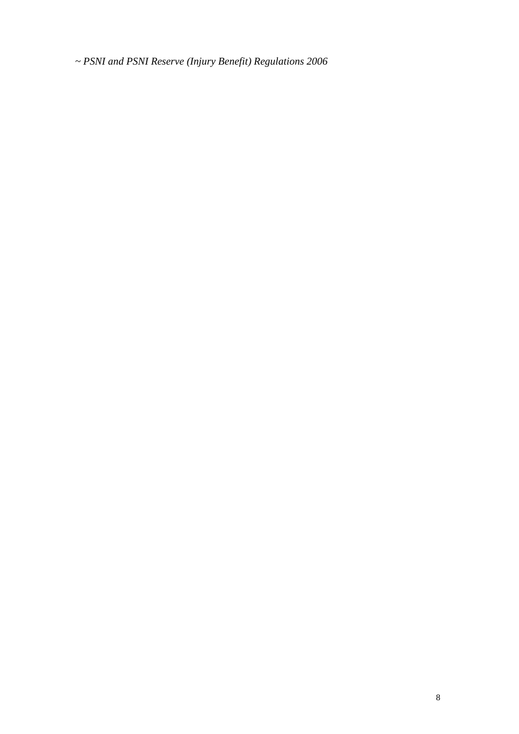*~ PSNI and PSNI Reserve (Injury Benefit) Regulations 2006*